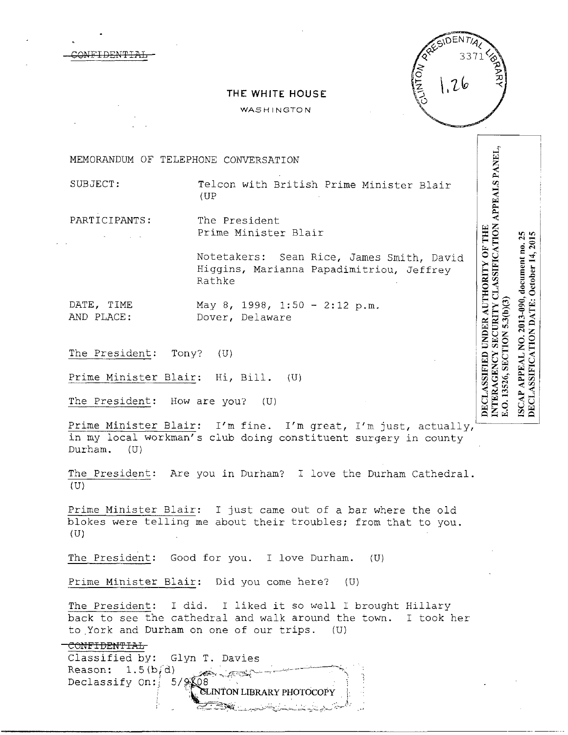~~CONFIDENTIAL~~

CLINTON PRESIDENTIAL LIBRARY 3371 1.26

**THE WHITE HOUSE**

WASHINGTON

DECLASSIFIED UNDER AUTHORITY OF THE INTERAGENCY SECURITY CLASSIFICATION APPEALS PANEL, E.O. 13526, SECTION 5.3(b)(3)

ISCAP APPEAL NO. 2013-090, document no. 25
DECLASSIFICATION DATE: October 14, 2015

MEMORANDUM OF TELEPHONE CONVERSATION

SUBJECT: Telcon with British Prime Minister Blair (U)

PARTICIPANTS: The President
Prime Minister Blair

Notetakers: Sean Rice, James Smith, David Higgins, Marianna Papadimitriou, Jeffrey Rathke

DATE, TIME AND PLACE: May 8, 1998, 1:50 - 2:12 p.m.
Dover, Delaware

The President: Tony? (U)

Prime Minister Blair: Hi, Bill. (U)

The President: How are you? (U)

Prime Minister Blair: I'm fine. I'm great, I'm just, actually, in my local workman's club doing constituent surgery in county Durham. (U)

The President: Are you in Durham? I love the Durham Cathedral. (U)

Prime Minister Blair: I just came out of a bar where the old blokes were telling me about their troubles; from that to you. (U)

The President: Good for you. I love Durham. (U)

Prime Minister Blair: Did you come here? (U)

The President: I did. I liked it so well I brought Hillary back to see the cathedral and walk around the town. I took her to York and Durham on one of our trips. (U)

~~CONFIDENTIAL~~
Classified by: Glyn T. Davies
Reason: 1.5(b,d)
Declassify On: 5/9/08

CLINTON LIBRARY PHOTOCOPY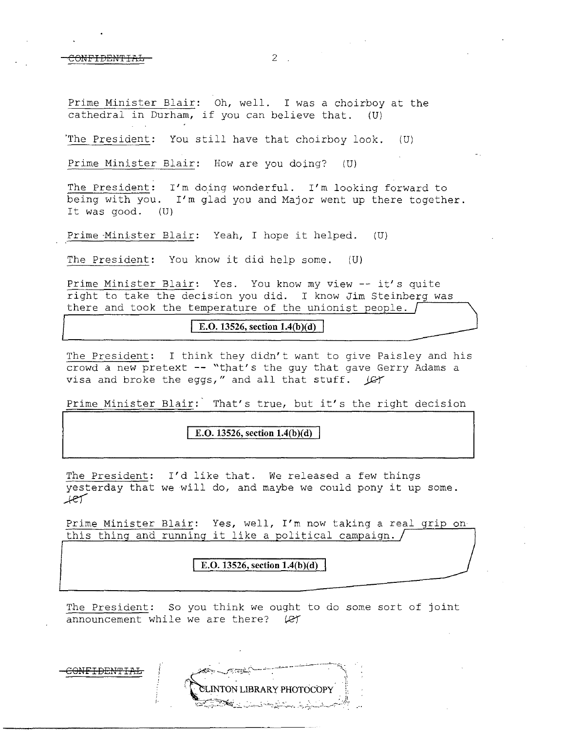Prime Minister Blair: Oh, well. I was a choirboy at the cathedral in Durham, if you can believe that. (U)

The President: You still have that choirboy look. (U)

Prime Minister Blair: How are you doing? (U)

The President: I'm doing wonderful. I'm looking forward to being with you. I'm glad you and Major went up there together. It was good. (U)

Prime Minister Blair: Yeah, I hope it helped. (U)

The President: You know it did help some. (U)

Prime Minister Blair: Yes. You know my view -- it's quite right to take the decision you did. I know Jim Steinberg was there and took the temperature of the unionist people.

E.O. 13526, section 1.4(b)(d)

The President: I think they didn't want to give Paisley and his crowd a new pretext -- "that's the guy that gave Gerry Adams a visa and broke the eggs," and all that stuff. (C)

Prime Minister Blair: That's true, but it's the right decision

E.O. 13526, section 1.4(b)(d)

The President: I'd like that. We released a few things yesterday that we will do, and maybe we could pony it up some. (C)

Prime Minister Blair: Yes, well, I'm now taking a real grip on this thing and running it like a political campaign.

E.O. 13526, section 1.4(b)(d)

The President: So you think we ought to do some sort of joint announcement while we are there? (C)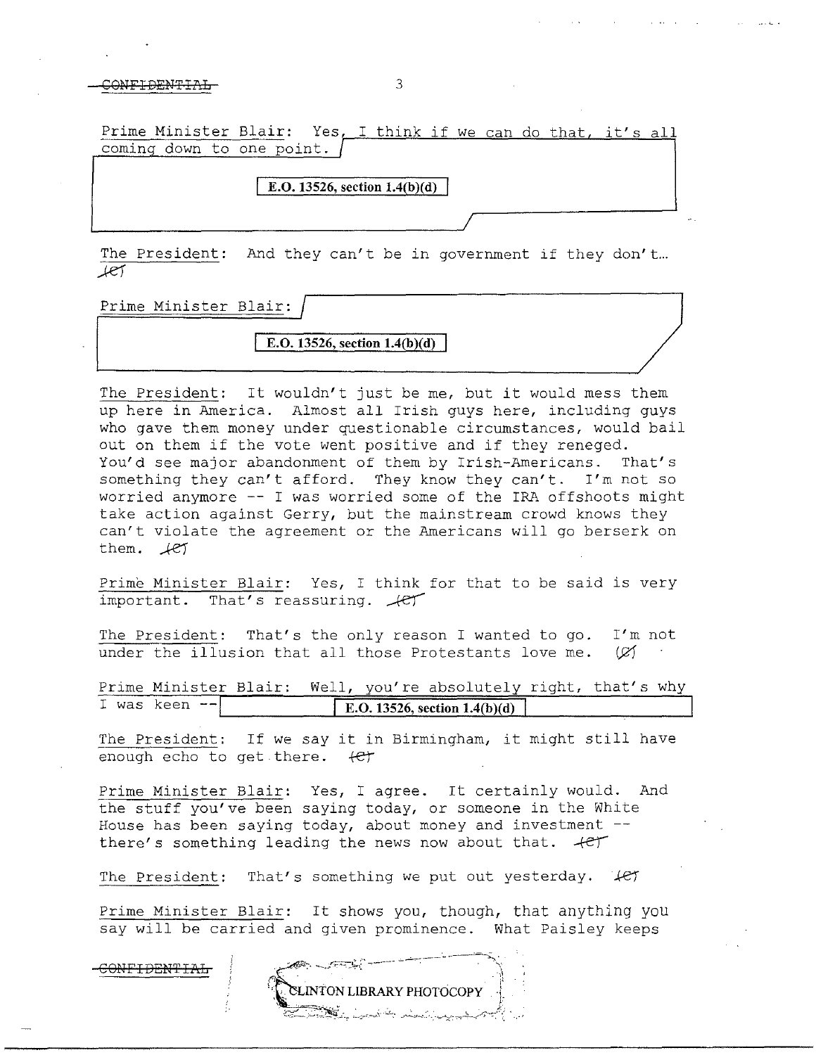Prime Minister Blair: Yes, I think if we can do that, it's all coming down to one point.

E.O. 13526, section 1.4(b)(d)

The President: And they can't be in government if they don't… (C)

Prime Minister Blair:

E.O. 13526, section 1.4(b)(d)

The President: It wouldn't just be me, but it would mess them up here in America. Almost all Irish guys here, including guys who gave them money under questionable circumstances, would bail out on them if the vote went positive and if they reneged. You'd see major abandonment of them by Irish-Americans. That's something they can't afford. They know they can't. I'm not so worried anymore -- I was worried some of the IRA offshoots might take action against Gerry, but the mainstream crowd knows they can't violate the agreement or the Americans will go berserk on them. (C)

Prime Minister Blair: Yes, I think for that to be said is very important. That's reassuring. (C)

The President: That's the only reason I wanted to go. I'm not under the illusion that all those Protestants love me. (C)

Prime Minister Blair: Well, you're absolutely right, that's why I was keen -- E.O. 13526, section 1.4(b)(d)

The President: If we say it in Birmingham, it might still have enough echo to get there. (C)

Prime Minister Blair: Yes, I agree. It certainly would. And the stuff you've been saying today, or someone in the White House has been saying today, about money and investment -- there's something leading the news now about that. (C)

The President: That's something we put out yesterday. (C)

Prime Minister Blair: It shows you, though, that anything you say will be carried and given prominence. What Paisley keeps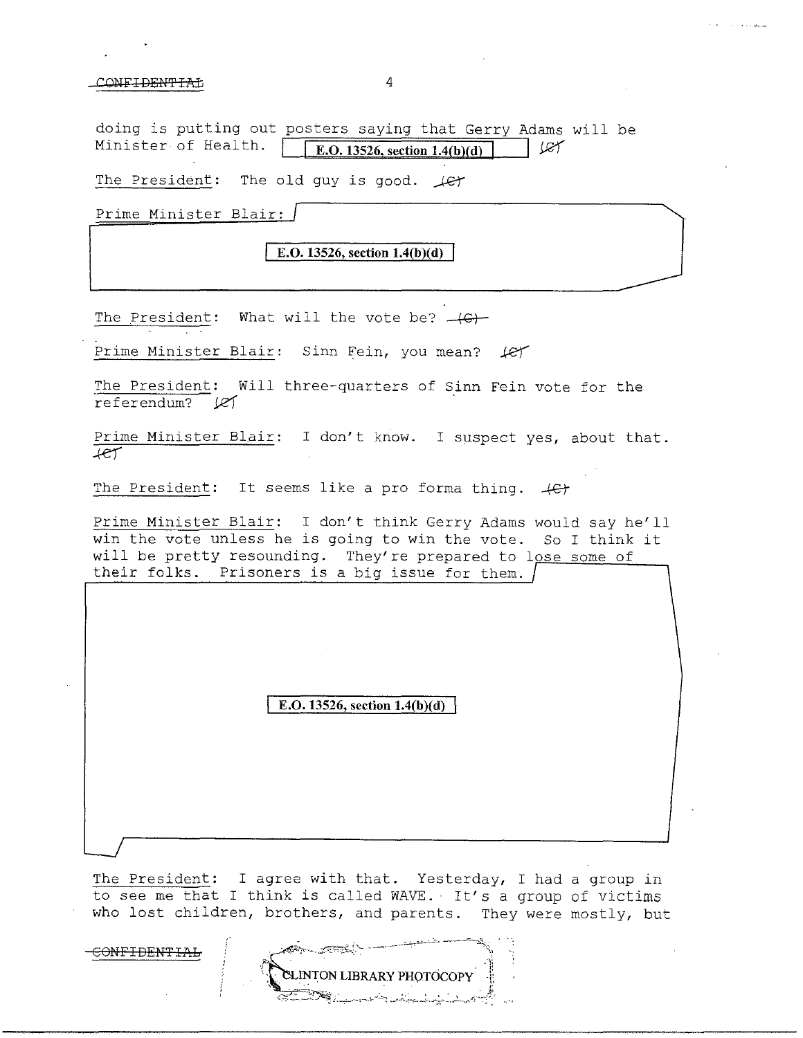doing is putting out posters saying that Gerry Adams will be Minister of Health. E.O. 13526, section 1.4(b)(d) (C)

The President: The old guy is good. (C)

Prime Minister Blair: E.O. 13526, section 1.4(b)(d)

The President: What will the vote be? (C)

Prime Minister Blair: Sinn Fein, you mean? (C)

The President: Will three-quarters of Sinn Fein vote for the referendum? (C)

Prime Minister Blair: I don't know. I suspect yes, about that. (C)

The President: It seems like a pro forma thing. (C)

Prime Minister Blair: I don't think Gerry Adams would say he'll win the vote unless he is going to win the vote. So I think it will be pretty resounding. They're prepared to lose some of their folks. Prisoners is a big issue for them. E.O. 13526, section 1.4(b)(d)

The President: I agree with that. Yesterday, I had a group in to see me that I think is called WAVE. It's a group of victims who lost children, brothers, and parents. They were mostly, but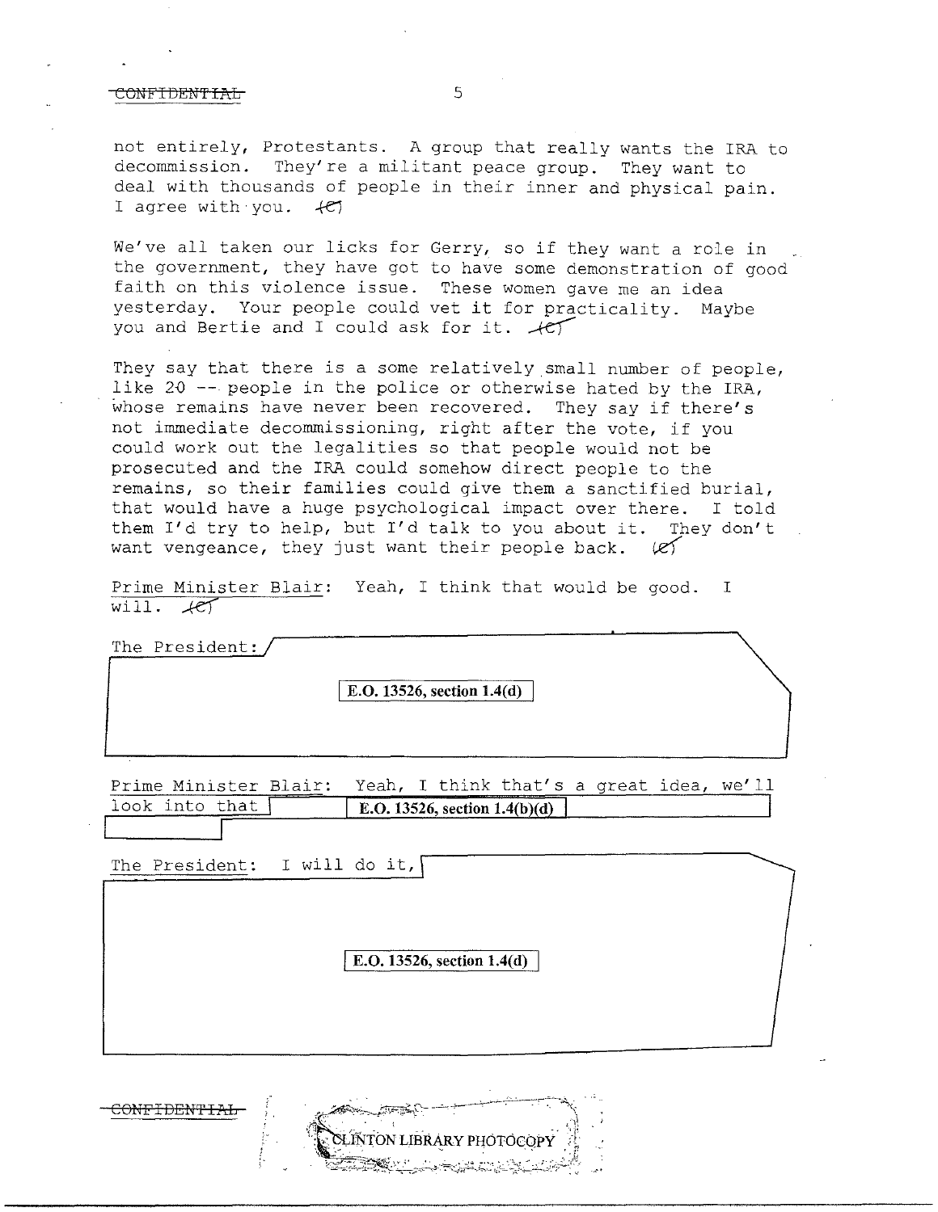CONFIDENTIAL

not entirely, Protestants. A group that really wants the IRA to decommission. They're a militant peace group. They want to deal with thousands of people in their inner and physical pain. I agree with you. (C)

We've all taken our licks for Gerry, so if they want a role in the government, they have got to have some demonstration of good faith on this violence issue. These women gave me an idea yesterday. Your people could vet it for practicality. Maybe you and Bertie and I could ask for it. (C)

They say that there is a some relatively small number of people, like 20 -- people in the police or otherwise hated by the IRA, whose remains have never been recovered. They say if there's not immediate decommissioning, right after the vote, if you could work out the legalities so that people would not be prosecuted and the IRA could somehow direct people to the remains, so their families could give them a sanctified burial, that would have a huge psychological impact over there. I told them I'd try to help, but I'd talk to you about it. They don't want vengeance, they just want their people back. (C)

Prime Minister Blair: Yeah, I think that would be good. I will. (C)

The President: [E.O. 13526, section 1.4(d)]

Prime Minister Blair: Yeah, I think that's a great idea, we'll look into that [E.O. 13526, section 1.4(b)(d)]

The President: I will do it, [E.O. 13526, section 1.4(d)]

CONFIDENTIAL

CLINTON LIBRARY PHOTOCOPY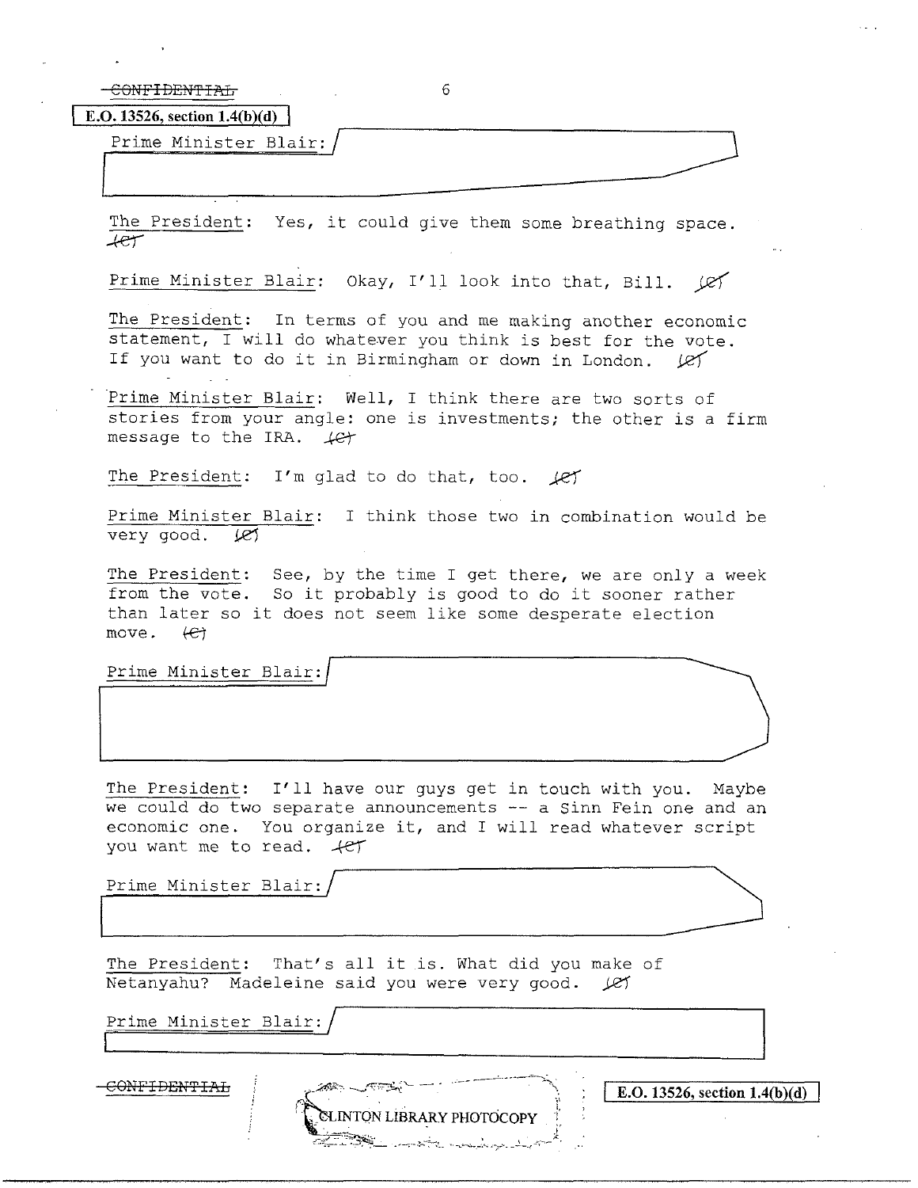~~CONFIDENTIAL~~

E.O. 13526, section 1.4(b)(d)

Prime Minister Blair:

The President: Yes, it could give them some breathing space. (C)

Prime Minister Blair: Okay, I'll look into that, Bill. (C)

The President: In terms of you and me making another economic statement, I will do whatever you think is best for the vote. If you want to do it in Birmingham or down in London. (C)

Prime Minister Blair: Well, I think there are two sorts of stories from your angle: one is investments; the other is a firm message to the IRA. (C)

The President: I'm glad to do that, too. (C)

Prime Minister Blair: I think those two in combination would be very good. (C)

The President: See, by the time I get there, we are only a week from the vote. So it probably is good to do it sooner rather than later so it does not seem like some desperate election move. (C)

Prime Minister Blair:

The President: I'll have our guys get in touch with you. Maybe we could do two separate announcements -- a Sinn Fein one and an economic one. You organize it, and I will read whatever script you want me to read. (C)

Prime Minister Blair:

The President: That's all it is. What did you make of Netanyahu? Madeleine said you were very good. (C)

Prime Minister Blair:

~~CONFIDENTIAL~~

E.O. 13526, section 1.4(b)(d)

CLINTON LIBRARY PHOTOCOPY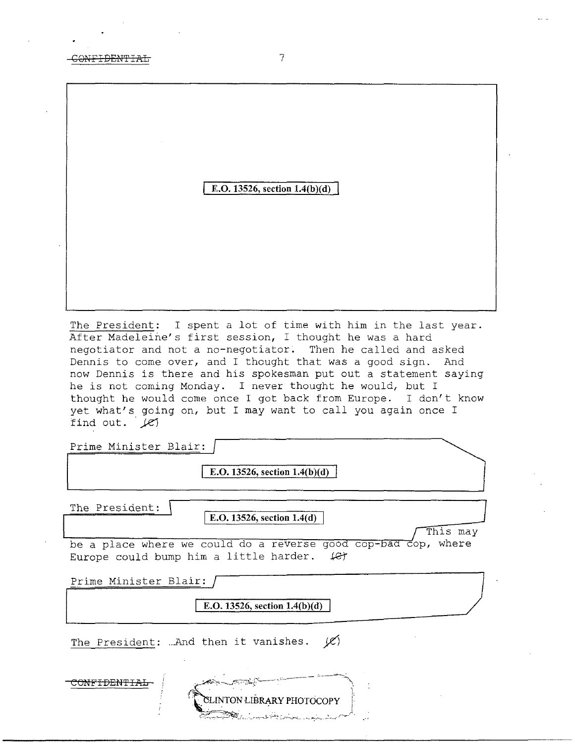CONFIDENTIAL

E.O. 13526, section 1.4(b)(d)

The President: I spent a lot of time with him in the last year. After Madeleine's first session, I thought he was a hard negotiator and not a no-negotiator. Then he called and asked Dennis to come over, and I thought that was a good sign. And now Dennis is there and his spokesman put out a statement saying he is not coming Monday. I never thought he would, but I thought he would come once I got back from Europe. I don't know yet what's going on, but I may want to call you again once I find out. (C)

Prime Minister Blair: E.O. 13526, section 1.4(b)(d)

The President: E.O. 13526, section 1.4(d) This may be a place where we could do a reverse good cop-bad cop, where Europe could bump him a little harder. (C)

Prime Minister Blair: E.O. 13526, section 1.4(b)(d)

The President: ...And then it vanishes. (C)

CONFIDENTIAL

CLINTON LIBRARY PHOTOCOPY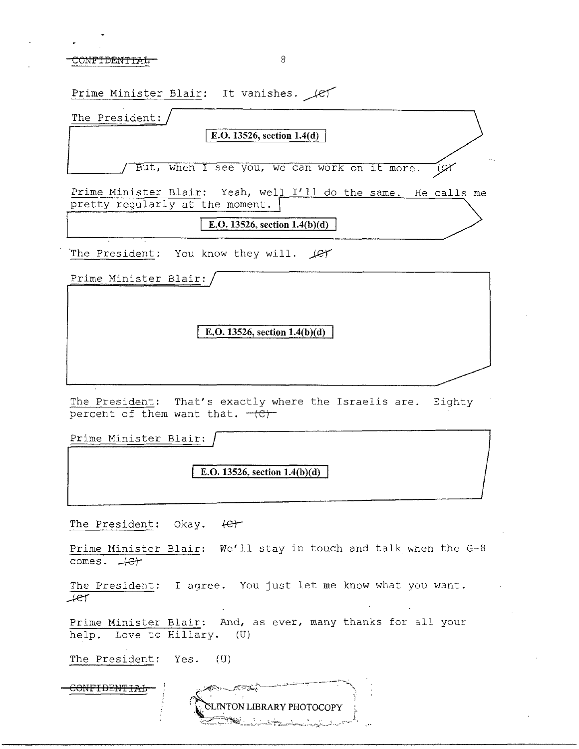CONFIDENTIAL

Prime Minister Blair: It vanishes. (C)

The President:

E.O. 13526, section 1.4(d)

But, when I see you, we can work on it more. (C)

Prime Minister Blair: Yeah, well I'll do the same. He calls me pretty regularly at the moment.

E.O. 13526, section 1.4(b)(d)

The President: You know they will. (C)

Prime Minister Blair:

E.O. 13526, section 1.4(b)(d)

The President: That's exactly where the Israelis are. Eighty percent of them want that. (C)

Prime Minister Blair:

E.O. 13526, section 1.4(b)(d)

The President: Okay. (C)

Prime Minister Blair: We'll stay in touch and talk when the G-8 comes. (C)

The President: I agree. You just let me know what you want. (C)

Prime Minister Blair: And, as ever, many thanks for all your help. Love to Hillary. (U)

The President: Yes. (U)

CONFIDENTIAL

CLINTON LIBRARY PHOTOCOPY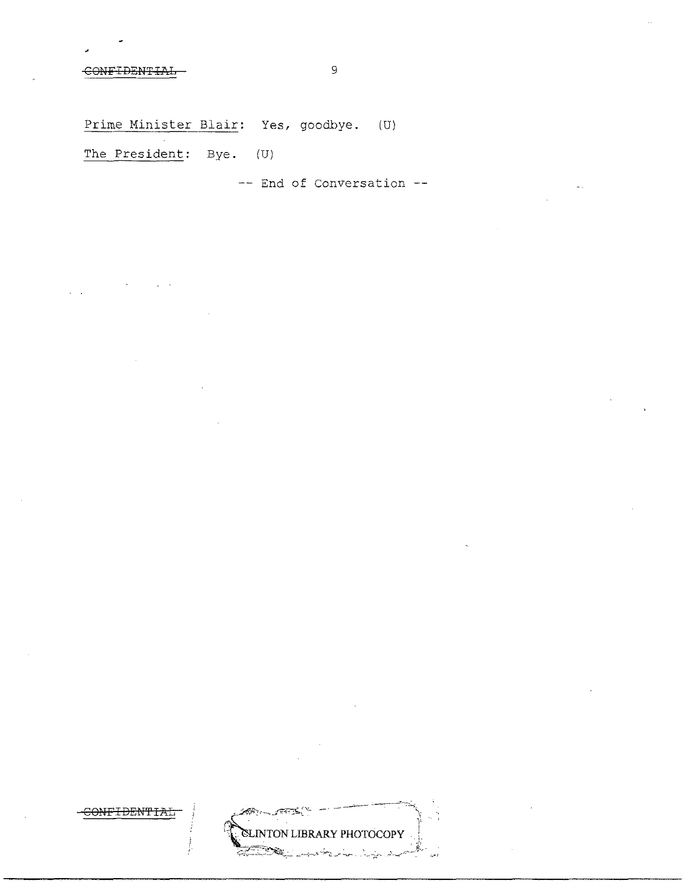Prime Minister Blair: Yes, goodbye. (U)

The President: Bye. (U)

-- End of Conversation --